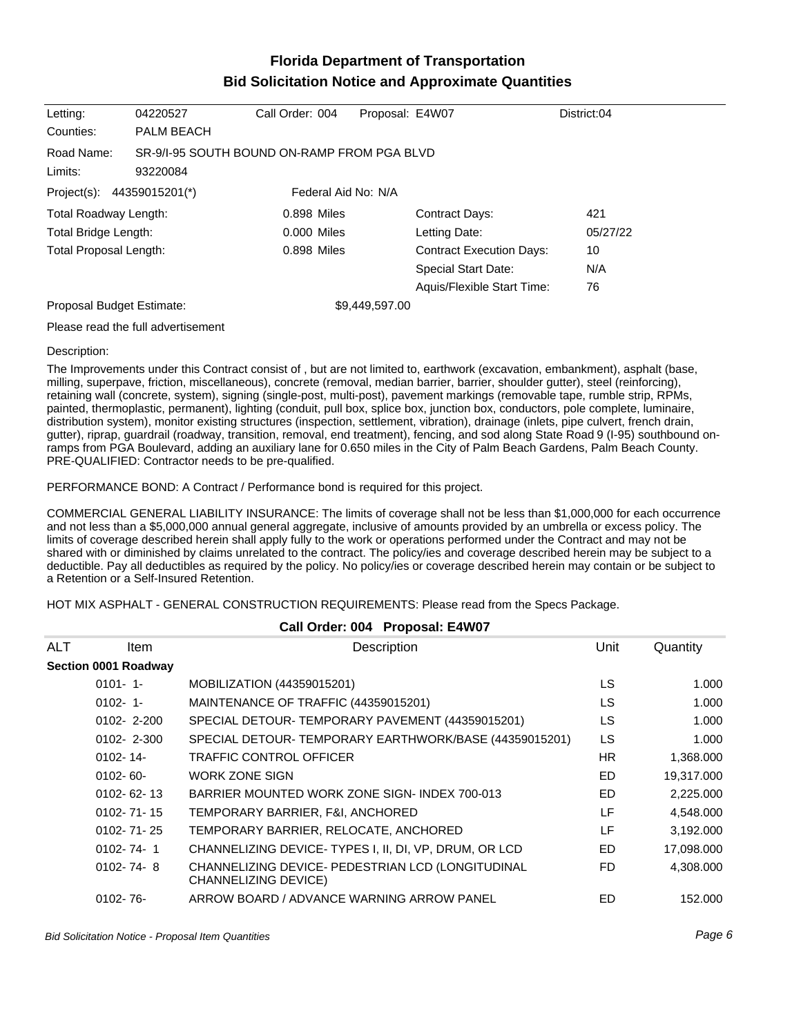# Florida Department of Transportation
## Bid Solicitation Notice and Approximate Quantities

| | | | | |
|---|---|---|---|---|
| Letting: | 04220527 | Call Order: 004 | Proposal: E4W07 | District:04 |
| Counties: | PALM BEACH | | | |
| Road Name: | SR-9/I-95 SOUTH BOUND ON-RAMP FROM PGA BLVD | | | |
| Limits: | 93220084 | | | |
| Project(s): | 44359015201(*) | Federal Aid No: N/A | | |

| | | | |
|---|---|---|---|
| Total Roadway Length: | 0.898 Miles | Contract Days: | 421 |
| Total Bridge Length: | 0.000 Miles | Letting Date: | 05/27/22 |
| Total Proposal Length: | 0.898 Miles | Contract Execution Days: | 10 |
| | | Special Start Date: | N/A |
| | | Aquis/Flexible Start Time: | 76 |

Proposal Budget Estimate: $9,449,597.00

Please read the full advertisement

Description:

The Improvements under this Contract consist of , but are not limited to, earthwork (excavation, embankment), asphalt (base, milling, superpave, friction, miscellaneous), concrete (removal, median barrier, barrier, shoulder gutter), steel (reinforcing), retaining wall (concrete, system), signing (single-post, multi-post), pavement markings (removable tape, rumble strip, RPMs, painted, thermoplastic, permanent), lighting (conduit, pull box, splice box, junction box, conductors, pole complete, luminaire, distribution system), monitor existing structures (inspection, settlement, vibration), drainage (inlets, pipe culvert, french drain, gutter), riprap, guardrail (roadway, transition, removal, end treatment), fencing, and sod along State Road 9 (I-95) southbound on-ramps from PGA Boulevard, adding an auxiliary lane for 0.650 miles in the City of Palm Beach Gardens, Palm Beach County. PRE-QUALIFIED: Contractor needs to be pre-qualified.

PERFORMANCE BOND: A Contract / Performance bond is required for this project.

COMMERCIAL GENERAL LIABILITY INSURANCE: The limits of coverage shall not be less than $1,000,000 for each occurrence and not less than a $5,000,000 annual general aggregate, inclusive of amounts provided by an umbrella or excess policy. The limits of coverage described herein shall apply fully to the work or operations performed under the Contract and may not be shared with or diminished by claims unrelated to the contract. The policy/ies and coverage described herein may be subject to a deductible. Pay all deductibles as required by the policy. No policy/ies or coverage described herein may contain or be subject to a Retention or a Self-Insured Retention.

HOT MIX ASPHALT - GENERAL CONSTRUCTION REQUIREMENTS: Please read from the Specs Package.

### Call Order: 004 Proposal: E4W07

| ALT | Item | Description | Unit | Quantity |
|---|---|---|---|---|
| **Section 0001 Roadway** | | | | |
| | 0101- 1- | MOBILIZATION (44359015201) | LS | 1.000 |
| | 0102- 1- | MAINTENANCE OF TRAFFIC (44359015201) | LS | 1.000 |
| | 0102- 2-200 | SPECIAL DETOUR- TEMPORARY PAVEMENT (44359015201) | LS | 1.000 |
| | 0102- 2-300 | SPECIAL DETOUR- TEMPORARY EARTHWORK/BASE (44359015201) | LS | 1.000 |
| | 0102- 14- | TRAFFIC CONTROL OFFICER | HR | 1,368.000 |
| | 0102- 60- | WORK ZONE SIGN | ED | 19,317.000 |
| | 0102- 62- 13 | BARRIER MOUNTED WORK ZONE SIGN- INDEX 700-013 | ED | 2,225.000 |
| | 0102- 71- 15 | TEMPORARY BARRIER, F&I, ANCHORED | LF | 4,548.000 |
| | 0102- 71- 25 | TEMPORARY BARRIER, RELOCATE, ANCHORED | LF | 3,192.000 |
| | 0102- 74- 1 | CHANNELIZING DEVICE- TYPES I, II, DI, VP, DRUM, OR LCD | ED | 17,098.000 |
| | 0102- 74- 8 | CHANNELIZING DEVICE- PEDESTRIAN LCD (LONGITUDINAL CHANNELIZING DEVICE) | FD | 4,308.000 |
| | 0102- 76- | ARROW BOARD / ADVANCE WARNING ARROW PANEL | ED | 152.000 |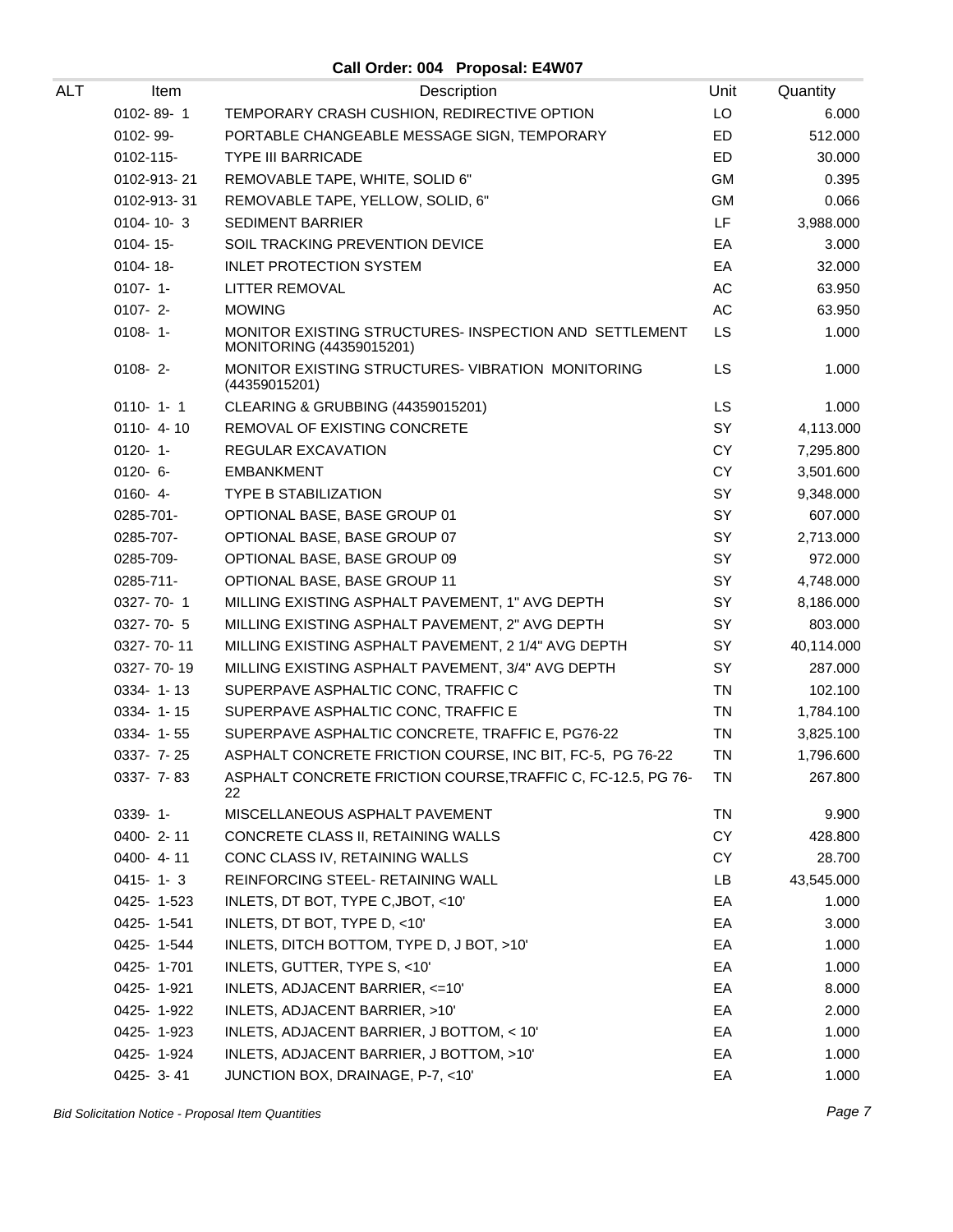## Call Order: 004 Proposal: E4W07

| ALT | Item | Description | Unit | Quantity |
|---|---|---|---|---|
| | 0102- 89- 1 | TEMPORARY CRASH CUSHION, REDIRECTIVE OPTION | LO | 6.000 |
| | 0102- 99- | PORTABLE CHANGEABLE MESSAGE SIGN, TEMPORARY | ED | 512.000 |
| | 0102-115- | TYPE III BARRICADE | ED | 30.000 |
| | 0102-913- 21 | REMOVABLE TAPE, WHITE, SOLID 6" | GM | 0.395 |
| | 0102-913- 31 | REMOVABLE TAPE, YELLOW, SOLID, 6" | GM | 0.066 |
| | 0104- 10- 3 | SEDIMENT BARRIER | LF | 3,988.000 |
| | 0104- 15- | SOIL TRACKING PREVENTION DEVICE | EA | 3.000 |
| | 0104- 18- | INLET PROTECTION SYSTEM | EA | 32.000 |
| | 0107- 1- | LITTER REMOVAL | AC | 63.950 |
| | 0107- 2- | MOWING | AC | 63.950 |
| | 0108- 1- | MONITOR EXISTING STRUCTURES- INSPECTION AND SETTLEMENT MONITORING (44359015201) | LS | 1.000 |
| | 0108- 2- | MONITOR EXISTING STRUCTURES- VIBRATION MONITORING (44359015201) | LS | 1.000 |
| | 0110- 1- 1 | CLEARING & GRUBBING (44359015201) | LS | 1.000 |
| | 0110- 4- 10 | REMOVAL OF EXISTING CONCRETE | SY | 4,113.000 |
| | 0120- 1- | REGULAR EXCAVATION | CY | 7,295.800 |
| | 0120- 6- | EMBANKMENT | CY | 3,501.600 |
| | 0160- 4- | TYPE B STABILIZATION | SY | 9,348.000 |
| | 0285-701- | OPTIONAL BASE, BASE GROUP 01 | SY | 607.000 |
| | 0285-707- | OPTIONAL BASE, BASE GROUP 07 | SY | 2,713.000 |
| | 0285-709- | OPTIONAL BASE, BASE GROUP 09 | SY | 972.000 |
| | 0285-711- | OPTIONAL BASE, BASE GROUP 11 | SY | 4,748.000 |
| | 0327- 70- 1 | MILLING EXISTING ASPHALT PAVEMENT, 1" AVG DEPTH | SY | 8,186.000 |
| | 0327- 70- 5 | MILLING EXISTING ASPHALT PAVEMENT, 2" AVG DEPTH | SY | 803.000 |
| | 0327- 70- 11 | MILLING EXISTING ASPHALT PAVEMENT, 2 1/4" AVG DEPTH | SY | 40,114.000 |
| | 0327- 70- 19 | MILLING EXISTING ASPHALT PAVEMENT, 3/4" AVG DEPTH | SY | 287.000 |
| | 0334- 1- 13 | SUPERPAVE ASPHALTIC CONC, TRAFFIC C | TN | 102.100 |
| | 0334- 1- 15 | SUPERPAVE ASPHALTIC CONC, TRAFFIC E | TN | 1,784.100 |
| | 0334- 1- 55 | SUPERPAVE ASPHALTIC CONCRETE, TRAFFIC E, PG76-22 | TN | 3,825.100 |
| | 0337- 7- 25 | ASPHALT CONCRETE FRICTION COURSE, INC BIT, FC-5, PG 76-22 | TN | 1,796.600 |
| | 0337- 7- 83 | ASPHALT CONCRETE FRICTION COURSE,TRAFFIC C, FC-12.5, PG 76-22 | TN | 267.800 |
| | 0339- 1- | MISCELLANEOUS ASPHALT PAVEMENT | TN | 9.900 |
| | 0400- 2- 11 | CONCRETE CLASS II, RETAINING WALLS | CY | 428.800 |
| | 0400- 4- 11 | CONC CLASS IV, RETAINING WALLS | CY | 28.700 |
| | 0415- 1- 3 | REINFORCING STEEL- RETAINING WALL | LB | 43,545.000 |
| | 0425- 1-523 | INLETS, DT BOT, TYPE C,JBOT, <10' | EA | 1.000 |
| | 0425- 1-541 | INLETS, DT BOT, TYPE D, <10' | EA | 3.000 |
| | 0425- 1-544 | INLETS, DITCH BOTTOM, TYPE D, J BOT, >10' | EA | 1.000 |
| | 0425- 1-701 | INLETS, GUTTER, TYPE S, <10' | EA | 1.000 |
| | 0425- 1-921 | INLETS, ADJACENT BARRIER, <=10' | EA | 8.000 |
| | 0425- 1-922 | INLETS, ADJACENT BARRIER, >10' | EA | 2.000 |
| | 0425- 1-923 | INLETS, ADJACENT BARRIER, J BOTTOM, < 10' | EA | 1.000 |
| | 0425- 1-924 | INLETS, ADJACENT BARRIER, J BOTTOM, >10' | EA | 1.000 |
| | 0425- 3- 41 | JUNCTION BOX, DRAINAGE, P-7, <10' | EA | 1.000 |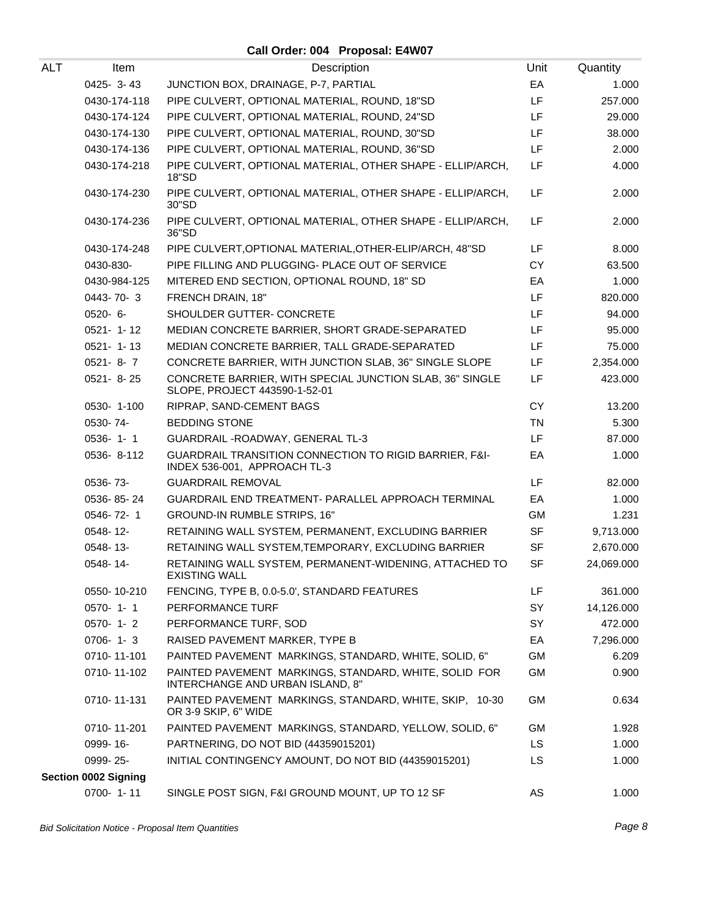## Call Order: 004 Proposal: E4W07

| ALT | Item | Description | Unit | Quantity |
|---|---|---|---|---|
| | 0425- 3- 43 | JUNCTION BOX, DRAINAGE, P-7, PARTIAL | EA | 1.000 |
| | 0430-174-118 | PIPE CULVERT, OPTIONAL MATERIAL, ROUND, 18"SD | LF | 257.000 |
| | 0430-174-124 | PIPE CULVERT, OPTIONAL MATERIAL, ROUND, 24"SD | LF | 29.000 |
| | 0430-174-130 | PIPE CULVERT, OPTIONAL MATERIAL, ROUND, 30"SD | LF | 38.000 |
| | 0430-174-136 | PIPE CULVERT, OPTIONAL MATERIAL, ROUND, 36"SD | LF | 2.000 |
| | 0430-174-218 | PIPE CULVERT, OPTIONAL MATERIAL, OTHER SHAPE - ELLIP/ARCH, 18"SD | LF | 4.000 |
| | 0430-174-230 | PIPE CULVERT, OPTIONAL MATERIAL, OTHER SHAPE - ELLIP/ARCH, 30"SD | LF | 2.000 |
| | 0430-174-236 | PIPE CULVERT, OPTIONAL MATERIAL, OTHER SHAPE - ELLIP/ARCH, 36"SD | LF | 2.000 |
| | 0430-174-248 | PIPE CULVERT,OPTIONAL MATERIAL,OTHER-ELIP/ARCH, 48"SD | LF | 8.000 |
| | 0430-830- | PIPE FILLING AND PLUGGING- PLACE OUT OF SERVICE | CY | 63.500 |
| | 0430-984-125 | MITERED END SECTION, OPTIONAL ROUND, 18" SD | EA | 1.000 |
| | 0443- 70- 3 | FRENCH DRAIN, 18" | LF | 820.000 |
| | 0520- 6- | SHOULDER GUTTER- CONCRETE | LF | 94.000 |
| | 0521- 1- 12 | MEDIAN CONCRETE BARRIER, SHORT GRADE-SEPARATED | LF | 95.000 |
| | 0521- 1- 13 | MEDIAN CONCRETE BARRIER, TALL GRADE-SEPARATED | LF | 75.000 |
| | 0521- 8- 7 | CONCRETE BARRIER, WITH JUNCTION SLAB, 36" SINGLE SLOPE | LF | 2,354.000 |
| | 0521- 8- 25 | CONCRETE BARRIER, WITH SPECIAL JUNCTION SLAB, 36" SINGLE SLOPE, PROJECT 443590-1-52-01 | LF | 423.000 |
| | 0530- 1-100 | RIPRAP, SAND-CEMENT BAGS | CY | 13.200 |
| | 0530- 74- | BEDDING STONE | TN | 5.300 |
| | 0536- 1- 1 | GUARDRAIL -ROADWAY, GENERAL TL-3 | LF | 87.000 |
| | 0536- 8-112 | GUARDRAIL TRANSITION CONNECTION TO RIGID BARRIER, F&I- INDEX 536-001, APPROACH TL-3 | EA | 1.000 |
| | 0536- 73- | GUARDRAIL REMOVAL | LF | 82.000 |
| | 0536- 85- 24 | GUARDRAIL END TREATMENT- PARALLEL APPROACH TERMINAL | EA | 1.000 |
| | 0546- 72- 1 | GROUND-IN RUMBLE STRIPS, 16" | GM | 1.231 |
| | 0548- 12- | RETAINING WALL SYSTEM, PERMANENT, EXCLUDING BARRIER | SF | 9,713.000 |
| | 0548- 13- | RETAINING WALL SYSTEM,TEMPORARY, EXCLUDING BARRIER | SF | 2,670.000 |
| | 0548- 14- | RETAINING WALL SYSTEM, PERMANENT-WIDENING, ATTACHED TO EXISTING WALL | SF | 24,069.000 |
| | 0550- 10-210 | FENCING, TYPE B, 0.0-5.0', STANDARD FEATURES | LF | 361.000 |
| | 0570- 1- 1 | PERFORMANCE TURF | SY | 14,126.000 |
| | 0570- 1- 2 | PERFORMANCE TURF, SOD | SY | 472.000 |
| | 0706- 1- 3 | RAISED PAVEMENT MARKER, TYPE B | EA | 7,296.000 |
| | 0710- 11-101 | PAINTED PAVEMENT MARKINGS, STANDARD, WHITE, SOLID, 6" | GM | 6.209 |
| | 0710- 11-102 | PAINTED PAVEMENT MARKINGS, STANDARD, WHITE, SOLID FOR INTERCHANGE AND URBAN ISLAND, 8" | GM | 0.900 |
| | 0710- 11-131 | PAINTED PAVEMENT MARKINGS, STANDARD, WHITE, SKIP, 10-30 OR 3-9 SKIP, 6" WIDE | GM | 0.634 |
| | 0710- 11-201 | PAINTED PAVEMENT MARKINGS, STANDARD, YELLOW, SOLID, 6" | GM | 1.928 |
| | 0999- 16- | PARTNERING, DO NOT BID (44359015201) | LS | 1.000 |
| | 0999- 25- | INITIAL CONTINGENCY AMOUNT, DO NOT BID (44359015201) | LS | 1.000 |
| **Section 0002 Signing** | | | | |
| | 0700- 1- 11 | SINGLE POST SIGN, F&I GROUND MOUNT, UP TO 12 SF | AS | 1.000 |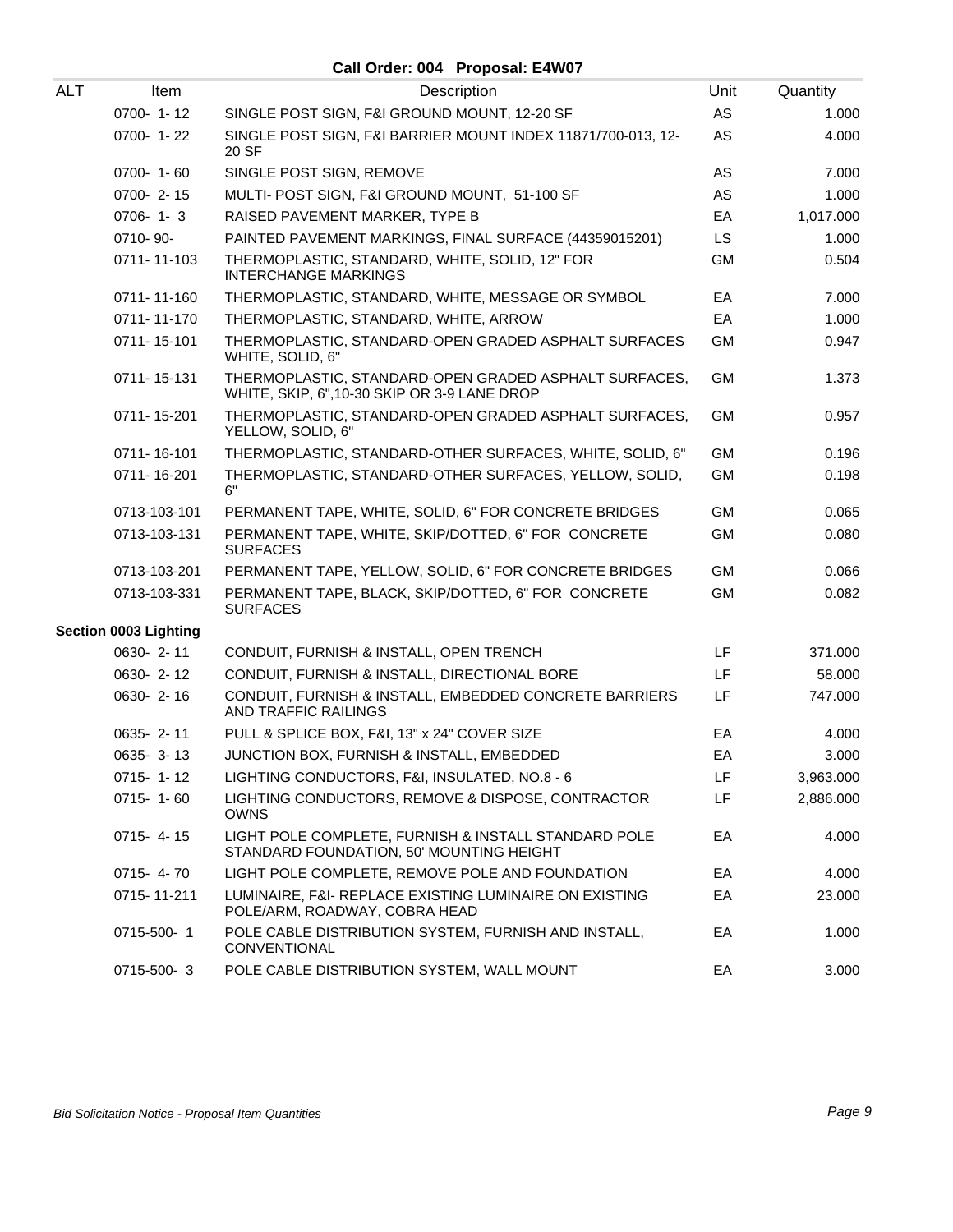**Call Order: 004 Proposal: E4W07**

| ALT | Item | Description | Unit | Quantity |
|---|---|---|---|---|
| | 0700- 1- 12 | SINGLE POST SIGN, F&I GROUND MOUNT, 12-20 SF | AS | 1.000 |
| | 0700- 1- 22 | SINGLE POST SIGN, F&I BARRIER MOUNT INDEX 11871/700-013, 12-20 SF | AS | 4.000 |
| | 0700- 1- 60 | SINGLE POST SIGN, REMOVE | AS | 7.000 |
| | 0700- 2- 15 | MULTI- POST SIGN, F&I GROUND MOUNT, 51-100 SF | AS | 1.000 |
| | 0706- 1- 3 | RAISED PAVEMENT MARKER, TYPE B | EA | 1,017.000 |
| | 0710- 90- | PAINTED PAVEMENT MARKINGS, FINAL SURFACE (44359015201) | LS | 1.000 |
| | 0711- 11-103 | THERMOPLASTIC, STANDARD, WHITE, SOLID, 12" FOR INTERCHANGE MARKINGS | GM | 0.504 |
| | 0711- 11-160 | THERMOPLASTIC, STANDARD, WHITE, MESSAGE OR SYMBOL | EA | 7.000 |
| | 0711- 11-170 | THERMOPLASTIC, STANDARD, WHITE, ARROW | EA | 1.000 |
| | 0711- 15-101 | THERMOPLASTIC, STANDARD-OPEN GRADED ASPHALT SURFACES WHITE, SOLID, 6" | GM | 0.947 |
| | 0711- 15-131 | THERMOPLASTIC, STANDARD-OPEN GRADED ASPHALT SURFACES, WHITE, SKIP, 6",10-30 SKIP OR 3-9 LANE DROP | GM | 1.373 |
| | 0711- 15-201 | THERMOPLASTIC, STANDARD-OPEN GRADED ASPHALT SURFACES, YELLOW, SOLID, 6" | GM | 0.957 |
| | 0711- 16-101 | THERMOPLASTIC, STANDARD-OTHER SURFACES, WHITE, SOLID, 6" | GM | 0.196 |
| | 0711- 16-201 | THERMOPLASTIC, STANDARD-OTHER SURFACES, YELLOW, SOLID, 6" | GM | 0.198 |
| | 0713-103-101 | PERMANENT TAPE, WHITE, SOLID, 6" FOR CONCRETE BRIDGES | GM | 0.065 |
| | 0713-103-131 | PERMANENT TAPE, WHITE, SKIP/DOTTED, 6" FOR CONCRETE SURFACES | GM | 0.080 |
| | 0713-103-201 | PERMANENT TAPE, YELLOW, SOLID, 6" FOR CONCRETE BRIDGES | GM | 0.066 |
| | 0713-103-331 | PERMANENT TAPE, BLACK, SKIP/DOTTED, 6" FOR CONCRETE SURFACES | GM | 0.082 |
| **Section 0003 Lighting** | | | | |
| | 0630- 2- 11 | CONDUIT, FURNISH & INSTALL, OPEN TRENCH | LF | 371.000 |
| | 0630- 2- 12 | CONDUIT, FURNISH & INSTALL, DIRECTIONAL BORE | LF | 58.000 |
| | 0630- 2- 16 | CONDUIT, FURNISH & INSTALL, EMBEDDED CONCRETE BARRIERS AND TRAFFIC RAILINGS | LF | 747.000 |
| | 0635- 2- 11 | PULL & SPLICE BOX, F&I, 13" x 24" COVER SIZE | EA | 4.000 |
| | 0635- 3- 13 | JUNCTION BOX, FURNISH & INSTALL, EMBEDDED | EA | 3.000 |
| | 0715- 1- 12 | LIGHTING CONDUCTORS, F&I, INSULATED, NO.8 - 6 | LF | 3,963.000 |
| | 0715- 1- 60 | LIGHTING CONDUCTORS, REMOVE & DISPOSE, CONTRACTOR OWNS | LF | 2,886.000 |
| | 0715- 4- 15 | LIGHT POLE COMPLETE, FURNISH & INSTALL STANDARD POLE STANDARD FOUNDATION, 50' MOUNTING HEIGHT | EA | 4.000 |
| | 0715- 4- 70 | LIGHT POLE COMPLETE, REMOVE POLE AND FOUNDATION | EA | 4.000 |
| | 0715- 11-211 | LUMINAIRE, F&I- REPLACE EXISTING LUMINAIRE ON EXISTING POLE/ARM, ROADWAY, COBRA HEAD | EA | 23.000 |
| | 0715-500- 1 | POLE CABLE DISTRIBUTION SYSTEM, FURNISH AND INSTALL, CONVENTIONAL | EA | 1.000 |
| | 0715-500- 3 | POLE CABLE DISTRIBUTION SYSTEM, WALL MOUNT | EA | 3.000 |